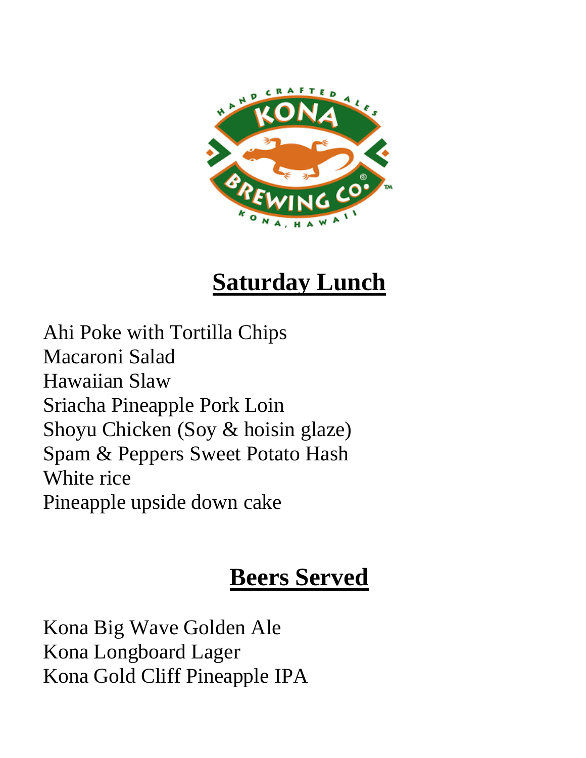## Saturday Lunch

Ahi Poke with Tortilla Chips
Macaroni Salad
Hawaiian Slaw
Sriacha Pineapple Pork Loin
Shoyu Chicken (Soy & hoisin glaze)
Spam & Peppers Sweet Potato Hash
White rice
Pineapple upside down cake

## Beers Served

Kona Big Wave Golden Ale
Kona Longboard Lager
Kona Gold Cliff Pineapple IPA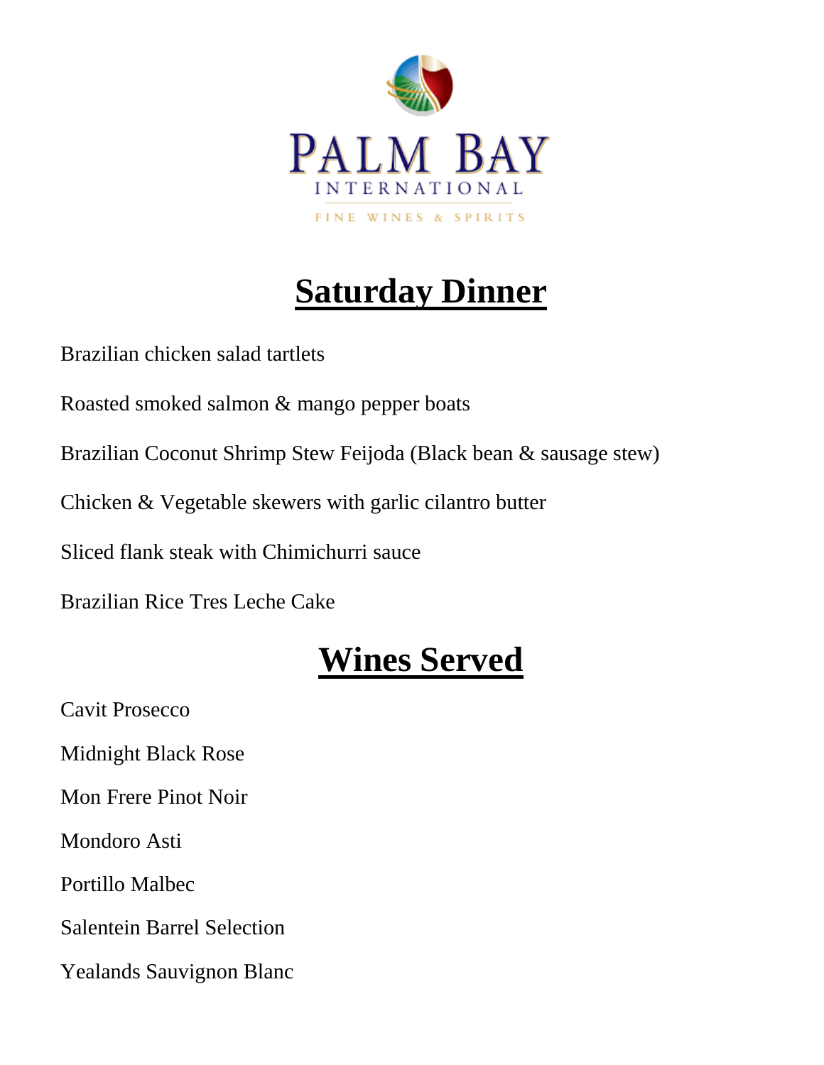PALM BAY

INTERNATIONAL

FINE WINES & SPIRITS

# Saturday Dinner

Brazilian chicken salad tartlets

Roasted smoked salmon & mango pepper boats

Brazilian Coconut Shrimp Stew Feijoda (Black bean & sausage stew)

Chicken & Vegetable skewers with garlic cilantro butter

Sliced flank steak with Chimichurri sauce

Brazilian Rice Tres Leche Cake

# Wines Served

Cavit Prosecco

Midnight Black Rose

Mon Frere Pinot Noir

Mondoro Asti

Portillo Malbec

Salentein Barrel Selection

Yealands Sauvignon Blanc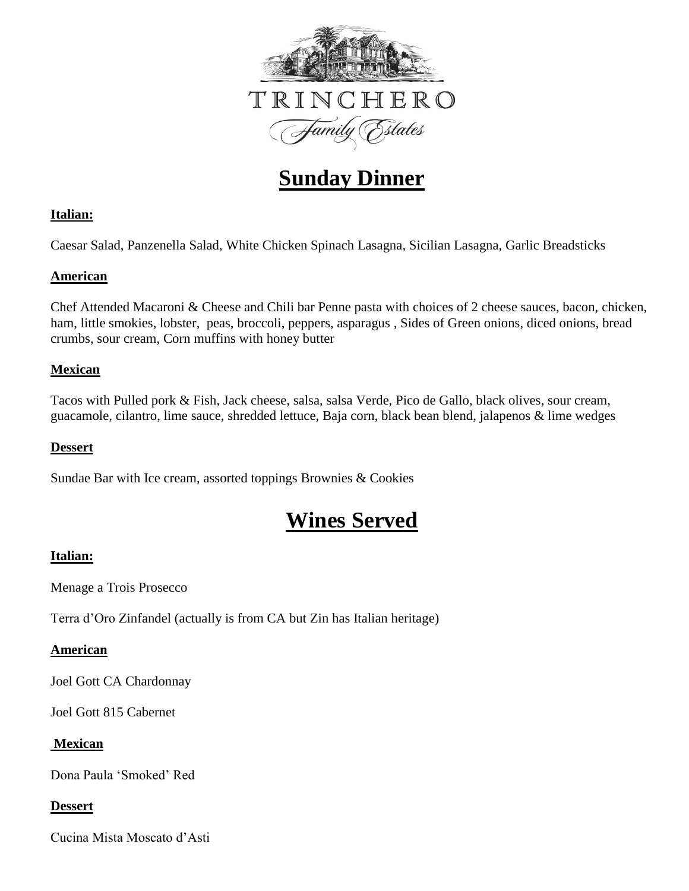TRINCHERO

Family Estates

# Sunday Dinner

**Italian:**

Caesar Salad, Panzenella Salad, White Chicken Spinach Lasagna, Sicilian Lasagna, Garlic Breadsticks

**American**

Chef Attended Macaroni & Cheese and Chili bar Penne pasta with choices of 2 cheese sauces, bacon, chicken, ham, little smokies, lobster, peas, broccoli, peppers, asparagus , Sides of Green onions, diced onions, bread crumbs, sour cream, Corn muffins with honey butter

**Mexican**

Tacos with Pulled pork & Fish, Jack cheese, salsa, salsa Verde, Pico de Gallo, black olives, sour cream, guacamole, cilantro, lime sauce, shredded lettuce, Baja corn, black bean blend, jalapenos & lime wedges

**Dessert**

Sundae Bar with Ice cream, assorted toppings Brownies & Cookies

# Wines Served

**Italian:**

Menage a Trois Prosecco

Terra d'Oro Zinfandel (actually is from CA but Zin has Italian heritage)

**American**

Joel Gott CA Chardonnay

Joel Gott 815 Cabernet

**Mexican**

Dona Paula 'Smoked' Red

**Dessert**

Cucina Mista Moscato d'Asti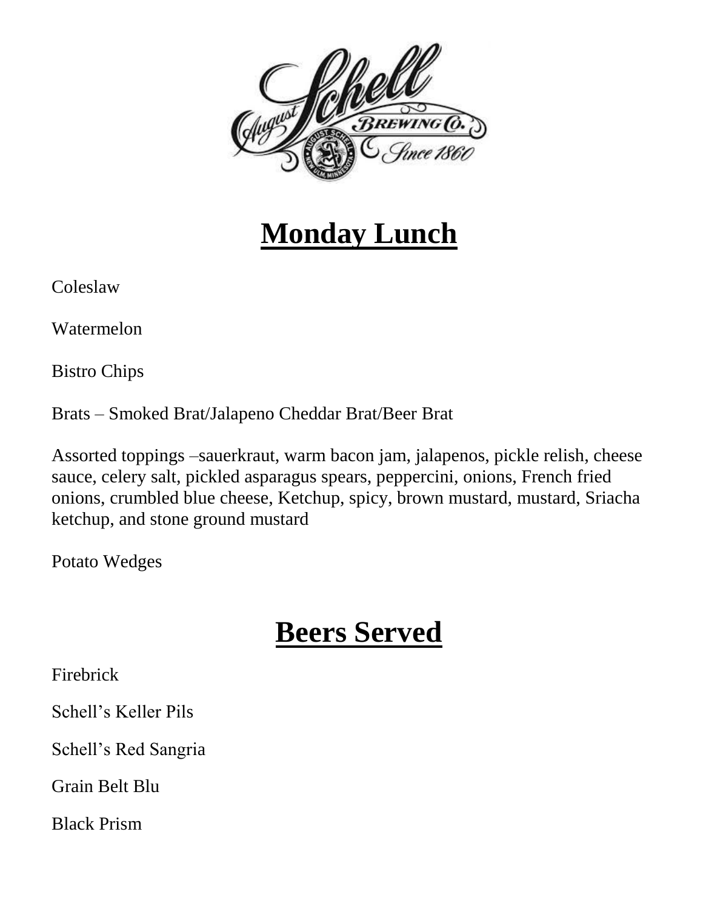# Monday Lunch

Coleslaw

Watermelon

Bistro Chips

Brats – Smoked Brat/Jalapeno Cheddar Brat/Beer Brat

Assorted toppings –sauerkraut, warm bacon jam, jalapenos, pickle relish, cheese sauce, celery salt, pickled asparagus spears, peppercini, onions, French fried onions, crumbled blue cheese, Ketchup, spicy, brown mustard, mustard, Sriacha ketchup, and stone ground mustard

Potato Wedges

# Beers Served

Firebrick

Schell's Keller Pils

Schell's Red Sangria

Grain Belt Blu

Black Prism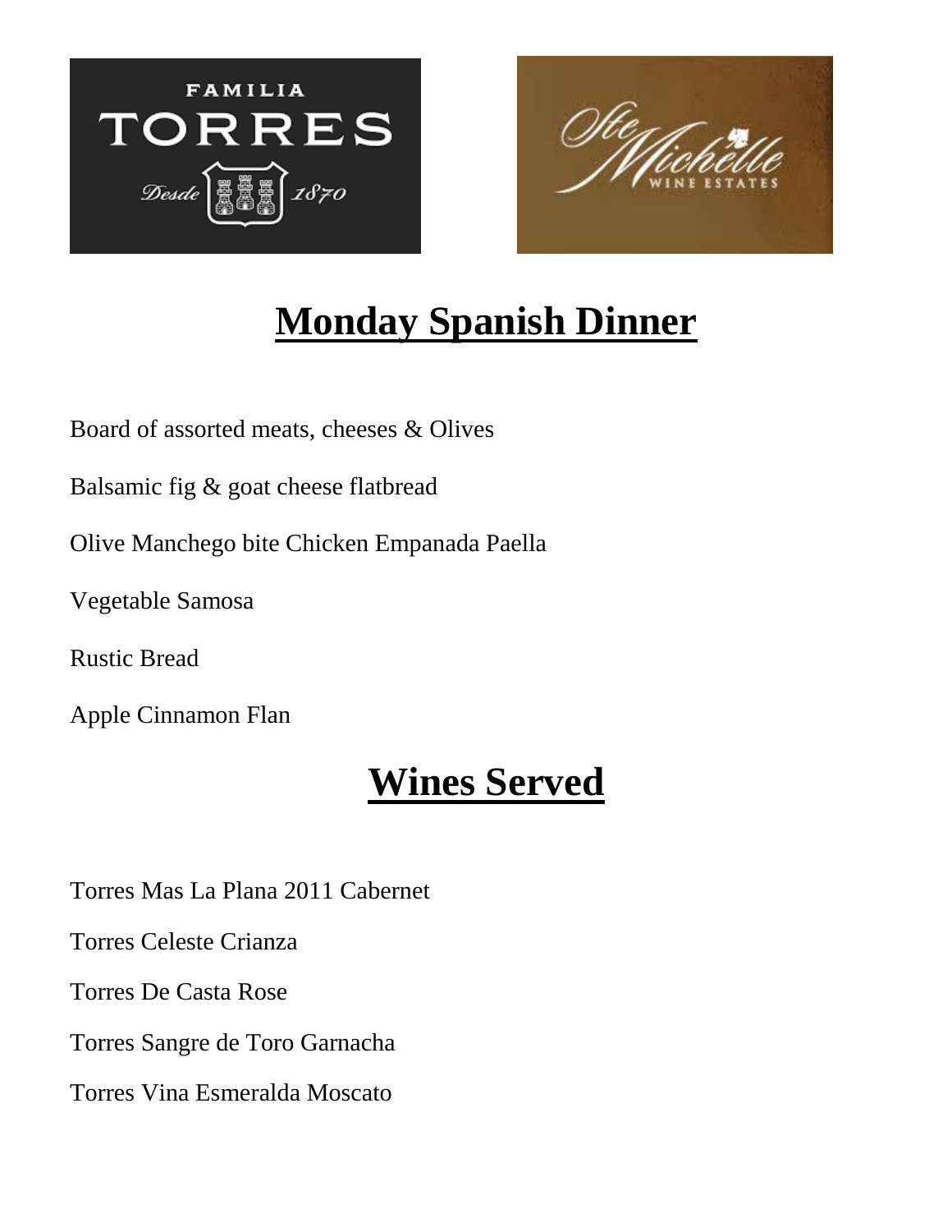# Monday Spanish Dinner

Board of assorted meats, cheeses & Olives

Balsamic fig & goat cheese flatbread

Olive Manchego bite Chicken Empanada Paella

Vegetable Samosa

Rustic Bread

Apple Cinnamon Flan

# Wines Served

Torres Mas La Plana 2011 Cabernet

Torres Celeste Crianza

Torres De Casta Rose

Torres Sangre de Toro Garnacha

Torres Vina Esmeralda Moscato